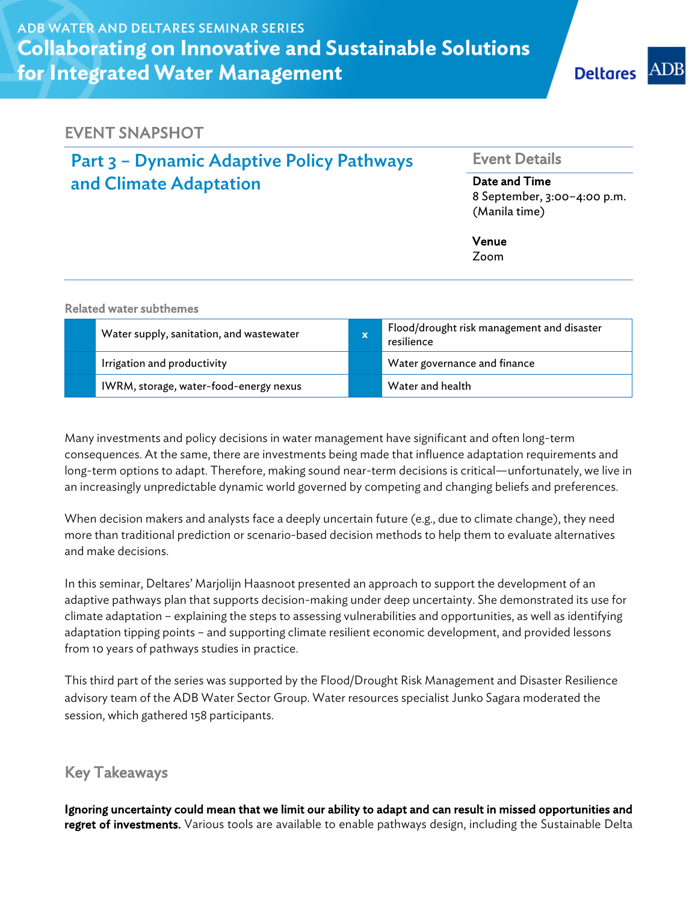ADB WATER AND DELTARES SEMINAR SERIES

# Collaborating on Innovative and Sustainable Solutions for Integrated Water Management

Deltares ADB

## EVENT SNAPSHOT

## Part 3 – Dynamic Adaptive Policy Pathways and Climate Adaptation

### Event Details

**Date and Time**
8 September, 3:00–4:00 p.m. (Manila time)

**Venue**
Zoom

Related water subthemes

| | | | |
|---|---|---|---|
| | Water supply, sanitation, and wastewater | x | Flood/drought risk management and disaster resilience |
| | Irrigation and productivity | | Water governance and finance |
| | IWRM, storage, water-food-energy nexus | | Water and health |

Many investments and policy decisions in water management have significant and often long-term consequences. At the same, there are investments being made that influence adaptation requirements and long-term options to adapt. Therefore, making sound near-term decisions is critical—unfortunately, we live in an increasingly unpredictable dynamic world governed by competing and changing beliefs and preferences.

When decision makers and analysts face a deeply uncertain future (e.g., due to climate change), they need more than traditional prediction or scenario-based decision methods to help them to evaluate alternatives and make decisions.

In this seminar, Deltares' Marjolijn Haasnoot presented an approach to support the development of an adaptive pathways plan that supports decision-making under deep uncertainty. She demonstrated its use for climate adaptation – explaining the steps to assessing vulnerabilities and opportunities, as well as identifying adaptation tipping points – and supporting climate resilient economic development, and provided lessons from 10 years of pathways studies in practice.

This third part of the series was supported by the Flood/Drought Risk Management and Disaster Resilience advisory team of the ADB Water Sector Group. Water resources specialist Junko Sagara moderated the session, which gathered 158 participants.

## Key Takeaways

**Ignoring uncertainty could mean that we limit our ability to adapt and can result in missed opportunities and regret of investments.** Various tools are available to enable pathways design, including the Sustainable Delta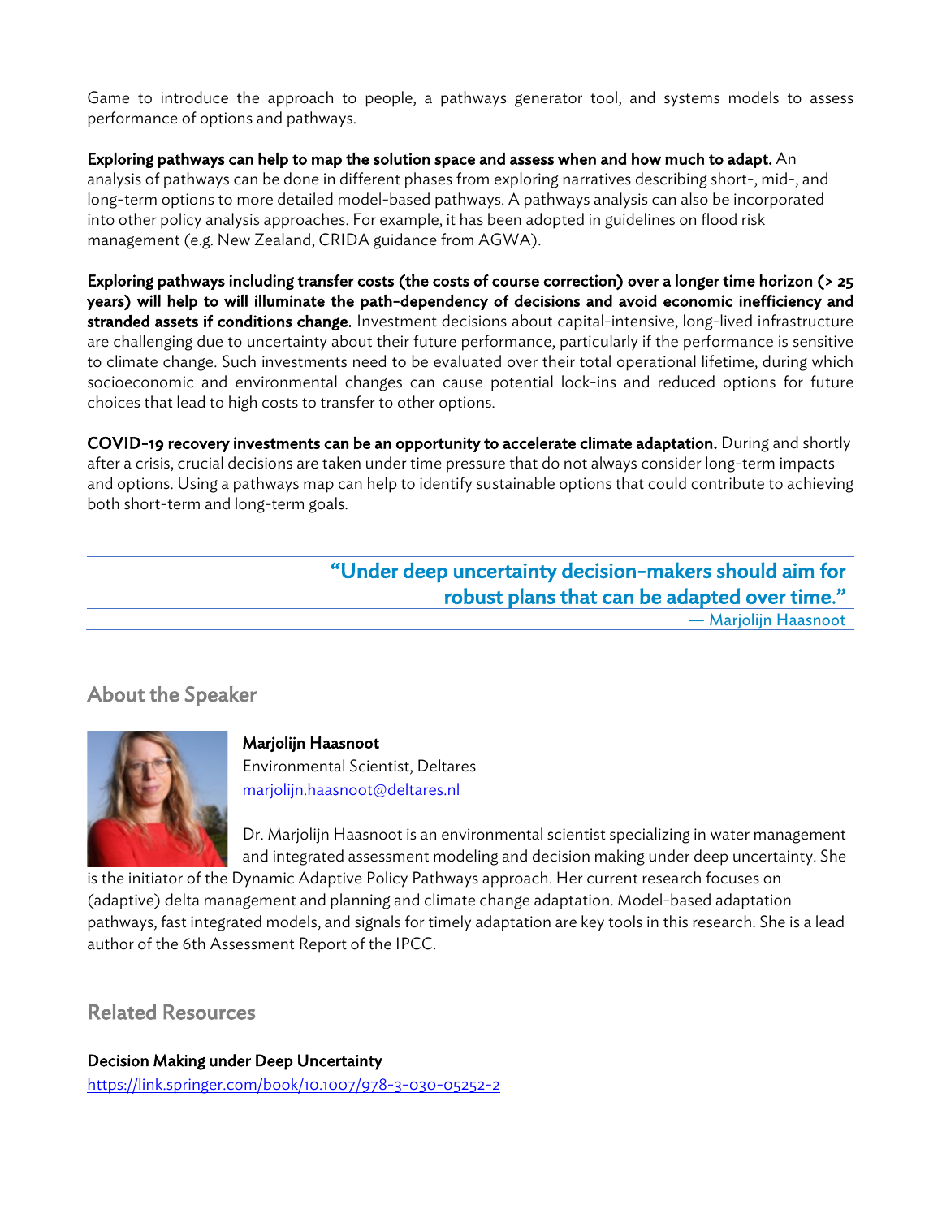Game to introduce the approach to people, a pathways generator tool, and systems models to assess performance of options and pathways.

**Exploring pathways can help to map the solution space and assess when and how much to adapt.** An analysis of pathways can be done in different phases from exploring narratives describing short-, mid-, and long-term options to more detailed model-based pathways. A pathways analysis can also be incorporated into other policy analysis approaches. For example, it has been adopted in guidelines on flood risk management (e.g. New Zealand, CRIDA guidance from AGWA).

**Exploring pathways including transfer costs (the costs of course correction) over a longer time horizon (> 25 years) will help to will illuminate the path-dependency of decisions and avoid economic inefficiency and stranded assets if conditions change.** Investment decisions about capital-intensive, long-lived infrastructure are challenging due to uncertainty about their future performance, particularly if the performance is sensitive to climate change. Such investments need to be evaluated over their total operational lifetime, during which socioeconomic and environmental changes can cause potential lock-ins and reduced options for future choices that lead to high costs to transfer to other options.

**COVID-19 recovery investments can be an opportunity to accelerate climate adaptation.** During and shortly after a crisis, crucial decisions are taken under time pressure that do not always consider long-term impacts and options. Using a pathways map can help to identify sustainable options that could contribute to achieving both short-term and long-term goals.

> **"Under deep uncertainty decision-makers should aim for robust plans that can be adapted over time."**
>
> — Marjolijn Haasnoot

## About the Speaker

**Marjolijn Haasnoot**
Environmental Scientist, Deltares
marjolijn.haasnoot@deltares.nl

Dr. Marjolijn Haasnoot is an environmental scientist specializing in water management and integrated assessment modeling and decision making under deep uncertainty. She is the initiator of the Dynamic Adaptive Policy Pathways approach. Her current research focuses on (adaptive) delta management and planning and climate change adaptation. Model-based adaptation pathways, fast integrated models, and signals for timely adaptation are key tools in this research. She is a lead author of the 6th Assessment Report of the IPCC.

## Related Resources

**Decision Making under Deep Uncertainty**
https://link.springer.com/book/10.1007/978-3-030-05252-2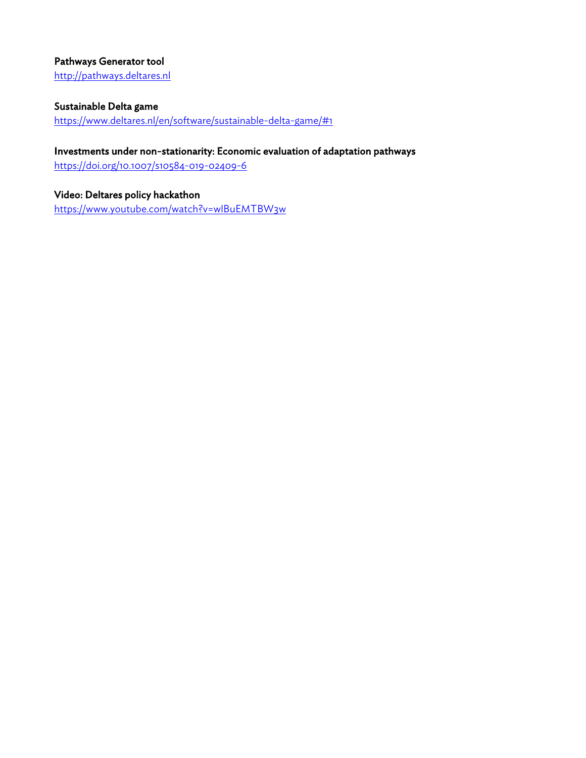**Pathways Generator tool**
http://pathways.deltares.nl

**Sustainable Delta game**
https://www.deltares.nl/en/software/sustainable-delta-game/#1

**Investments under non-stationarity: Economic evaluation of adaptation pathways**
https://doi.org/10.1007/s10584-019-02409-6

**Video: Deltares policy hackathon**
https://www.youtube.com/watch?v=wlBuEMTBW3w